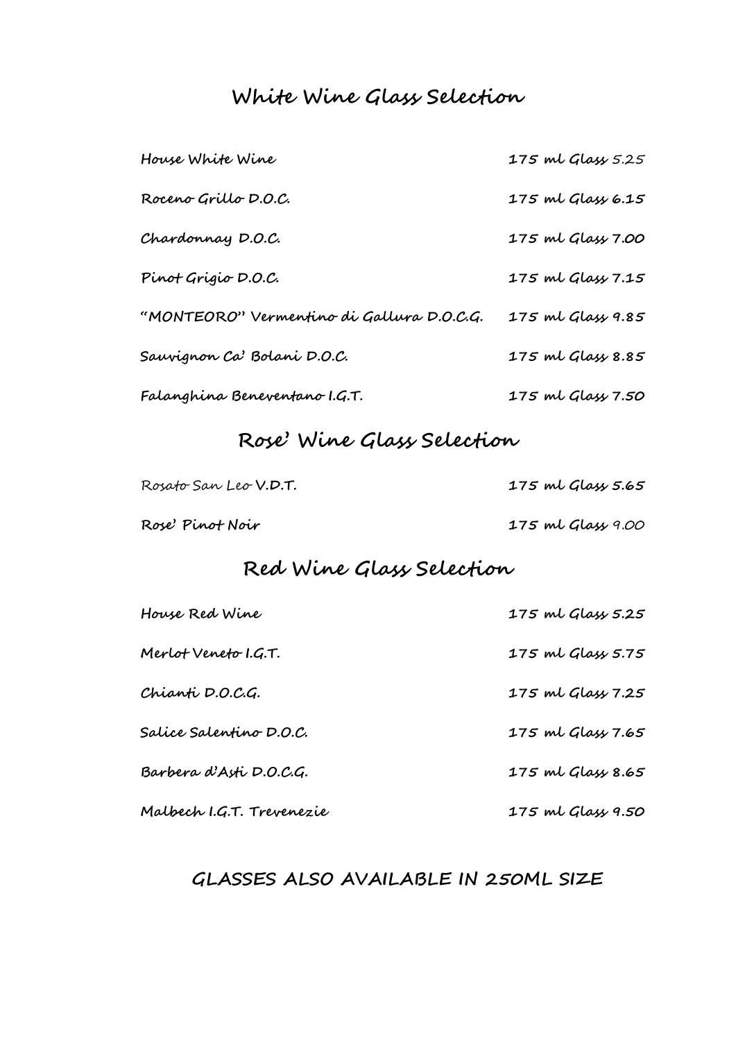## White Wine Glass Selection

| | |
|---|---|
| House White Wine | 175 ml Glass 5.25 |
| Roceno Grillo D.O.C. | 175 ml Glass 6.15 |
| Chardonnay D.O.C. | 175 ml Glass 7.00 |
| Pinot Grigio D.O.C. | 175 ml Glass 7.15 |
| "MONTEORO" Vermentino di Gallura D.O.C.G. | 175 ml Glass 9.85 |
| Sauvignon Ca' Bolani D.O.C. | 175 ml Glass 8.85 |
| Falanghina Beneventano I.G.T. | 175 ml Glass 7.50 |

## Rose' Wine Glass Selection

| | |
|---|---|
| Rosato San Leo V.D.T. | 175 ml Glass 5.65 |
| Rose' Pinot Noir | 175 ml Glass 9.00 |

## Red Wine Glass Selection

| | |
|---|---|
| House Red Wine | 175 ml Glass 5.25 |
| Merlot Veneto I.G.T. | 175 ml Glass 5.75 |
| Chianti D.O.C.G. | 175 ml Glass 7.25 |
| Salice Salentino D.O.C. | 175 ml Glass 7.65 |
| Barbera d'Asti D.O.C.G. | 175 ml Glass 8.65 |
| Malbech I.G.T. Trevenezie | 175 ml Glass 9.50 |

**GLASSES ALSO AVAILABLE IN 250ML SIZE**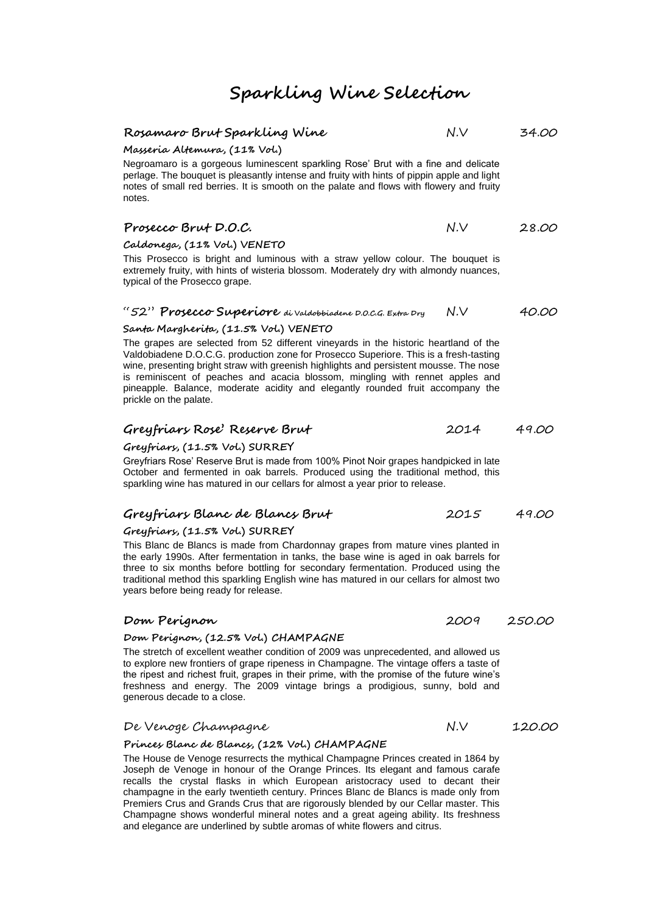# Sparkling Wine Selection

**Rosamaro Brut Sparkling Wine** N.V 34.00

**Masseria Altemura, (11% Vol.)**

Negroamaro is a gorgeous luminescent sparkling Rose' Brut with a fine and delicate perlage. The bouquet is pleasantly intense and fruity with hints of pippin apple and light notes of small red berries. It is smooth on the palate and flows with flowery and fruity notes.

**Prosecco Brut D.O.C.** N.V 28.00

**Caldonega, (11% Vol.) VENETO**

This Prosecco is bright and luminous with a straw yellow colour. The bouquet is extremely fruity, with hints of wisteria blossom. Moderately dry with almondy nuances, typical of the Prosecco grape.

"52" **Prosecco Superiore** di Valdobbiadene D.O.C.G. Extra Dry N.V 40.00

**Santa Margherita, (11.5% Vol.) VENETO**

The grapes are selected from 52 different vineyards in the historic heartland of the Valdobiadene D.O.C.G. production zone for Prosecco Superiore. This is a fresh-tasting wine, presenting bright straw with greenish highlights and persistent mousse. The nose is reminiscent of peaches and acacia blossom, mingling with rennet apples and pineapple. Balance, moderate acidity and elegantly rounded fruit accompany the prickle on the palate.

**Greyfriars Rose' Reserve Brut** 2014 49.00

**Greyfriars, (11.5% Vol.) SURREY**

Greyfriars Rose' Reserve Brut is made from 100% Pinot Noir grapes handpicked in late October and fermented in oak barrels. Produced using the traditional method, this sparkling wine has matured in our cellars for almost a year prior to release.

**Greyfriars Blanc de Blancs Brut** 2015 49.00

**Greyfriars, (11.5% Vol.) SURREY**

This Blanc de Blancs is made from Chardonnay grapes from mature vines planted in the early 1990s. After fermentation in tanks, the base wine is aged in oak barrels for three to six months before bottling for secondary fermentation. Produced using the traditional method this sparkling English wine has matured in our cellars for almost two years before being ready for release.

**Dom Perignon** 2009 250.00

**Dom Perignon, (12.5% Vol.) CHAMPAGNE**

The stretch of excellent weather condition of 2009 was unprecedented, and allowed us to explore new frontiers of grape ripeness in Champagne. The vintage offers a taste of the ripest and richest fruit, grapes in their prime, with the promise of the future wine's freshness and energy. The 2009 vintage brings a prodigious, sunny, bold and generous decade to a close.

De Venoge Champagne N.V 120.00

**Princes Blanc de Blancs, (12% Vol.) CHAMPAGNE**

The House de Venoge resurrects the mythical Champagne Princes created in 1864 by Joseph de Venoge in honour of the Orange Princes. Its elegant and famous carafe recalls the crystal flasks in which European aristocracy used to decant their champagne in the early twentieth century. Princes Blanc de Blancs is made only from Premiers Crus and Grands Crus that are rigorously blended by our Cellar master. This Champagne shows wonderful mineral notes and a great ageing ability. Its freshness and elegance are underlined by subtle aromas of white flowers and citrus.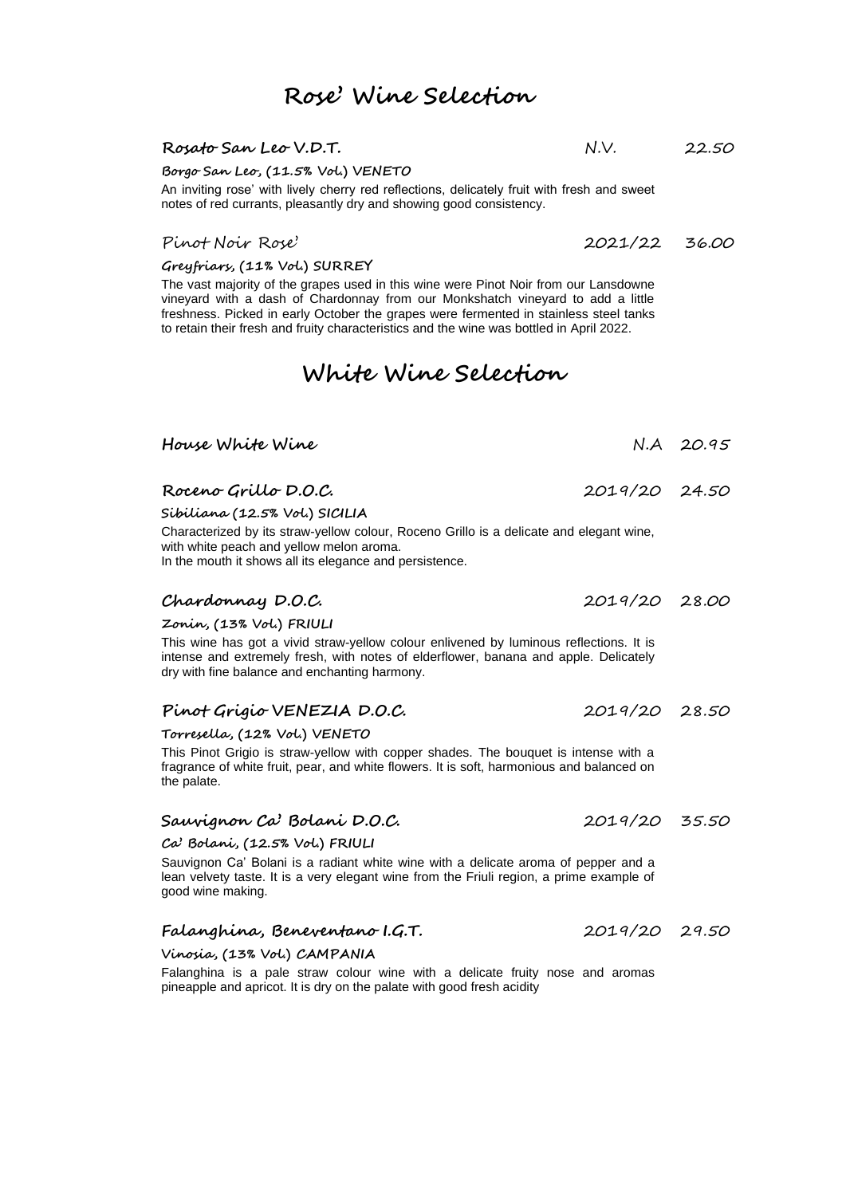## Rose' Wine Selection

**Rosato San Leo V.D.T.** N.V. 22.50

**Borgo San Leo, (11.5% Vol.) VENETO**

An inviting rose' with lively cherry red reflections, delicately fruit with fresh and sweet notes of red currants, pleasantly dry and showing good consistency.

Pinot Noir Rose' 2021/22 36.00

**Greyfriars, (11% Vol.) SURREY**

The vast majority of the grapes used in this wine were Pinot Noir from our Lansdowne vineyard with a dash of Chardonnay from our Monkshatch vineyard to add a little freshness. Picked in early October the grapes were fermented in stainless steel tanks to retain their fresh and fruity characteristics and the wine was bottled in April 2022.

## White Wine Selection

**House White Wine** N.A 20.95

**Roceno Grillo D.O.C.** 2019/20 24.50

**Sibiliana (12.5% Vol.) SICILIA**

Characterized by its straw-yellow colour, Roceno Grillo is a delicate and elegant wine, with white peach and yellow melon aroma.
In the mouth it shows all its elegance and persistence.

**Chardonnay D.O.C.** 2019/20 28.00

**Zonin, (13% Vol.) FRIULI**

This wine has got a vivid straw-yellow colour enlivened by luminous reflections. It is intense and extremely fresh, with notes of elderflower, banana and apple. Delicately dry with fine balance and enchanting harmony.

**Pinot Grigio VENEZIA D.O.C.** 2019/20 28.50

**Torresella, (12% Vol.) VENETO**

This Pinot Grigio is straw-yellow with copper shades. The bouquet is intense with a fragrance of white fruit, pear, and white flowers. It is soft, harmonious and balanced on the palate.

**Sauvignon Ca' Bolani D.O.C.** 2019/20 35.50

**Ca' Bolani, (12.5% Vol.) FRIULI**

Sauvignon Ca' Bolani is a radiant white wine with a delicate aroma of pepper and a lean velvety taste. It is a very elegant wine from the Friuli region, a prime example of good wine making.

**Falanghina, Beneventano I.G.T.** 2019/20 29.50

**Vinosia, (13% Vol.) CAMPANIA**

Falanghina is a pale straw colour wine with a delicate fruity nose and aromas pineapple and apricot. It is dry on the palate with good fresh acidity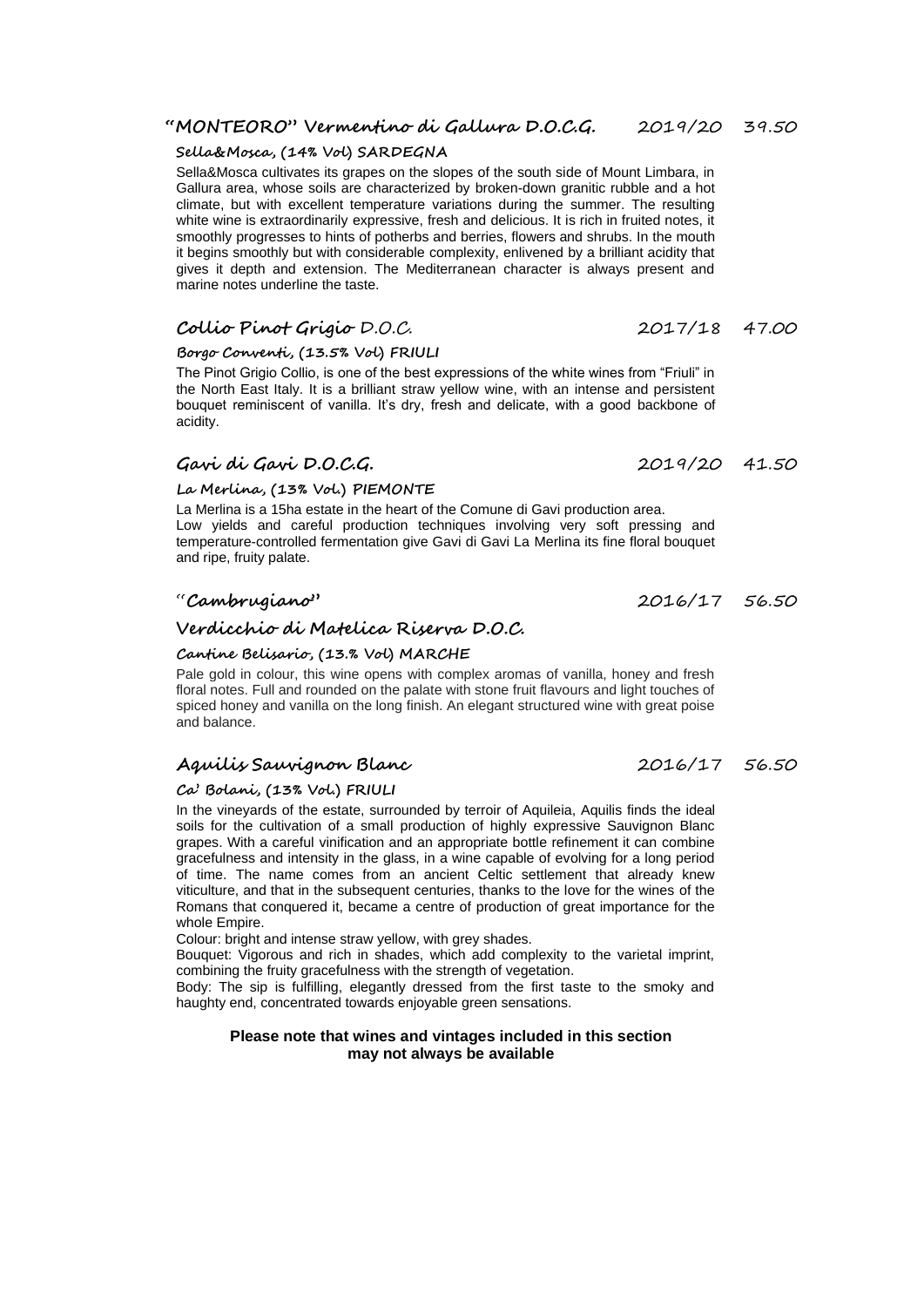### "MONTEORO" Vermentino di Gallura D.O.C.G. — 2019/20 — 39.50

**Sella&Mosca, (14% Vol) SARDEGNA**

Sella&Mosca cultivates its grapes on the slopes of the south side of Mount Limbara, in Gallura area, whose soils are characterized by broken-down granitic rubble and a hot climate, but with excellent temperature variations during the summer. The resulting white wine is extraordinarily expressive, fresh and delicious. It is rich in fruited notes, it smoothly progresses to hints of potherbs and berries, flowers and shrubs. In the mouth it begins smoothly but with considerable complexity, enlivened by a brilliant acidity that gives it depth and extension. The Mediterranean character is always present and marine notes underline the taste.

### Collio Pinot Grigio D.O.C. — 2017/18 — 47.00

**Borgo Conventi, (13.5% Vol) FRIULI**

The Pinot Grigio Collio, is one of the best expressions of the white wines from "Friuli" in the North East Italy. It is a brilliant straw yellow wine, with an intense and persistent bouquet reminiscent of vanilla. It's dry, fresh and delicate, with a good backbone of acidity.

### Gavi di Gavi D.O.C.G. — 2019/20 — 41.50

**La Merlina, (13% Vol.) PIEMONTE**

La Merlina is a 15ha estate in the heart of the Comune di Gavi production area. Low yields and careful production techniques involving very soft pressing and temperature-controlled fermentation give Gavi di Gavi La Merlina its fine floral bouquet and ripe, fruity palate.

### "Cambrugiano" — 2016/17 — 56.50

### Verdicchio di Matelica Riserva D.O.C.

**Cantine Belisario, (13.% Vol) MARCHE**

Pale gold in colour, this wine opens with complex aromas of vanilla, honey and fresh floral notes. Full and rounded on the palate with stone fruit flavours and light touches of spiced honey and vanilla on the long finish. An elegant structured wine with great poise and balance.

### Aquilis Sauvignon Blanc — 2016/17 — 56.50

**Ca' Bolani, (13% Vol.) FRIULI**

In the vineyards of the estate, surrounded by terroir of Aquileia, Aquilis finds the ideal soils for the cultivation of a small production of highly expressive Sauvignon Blanc grapes. With a careful vinification and an appropriate bottle refinement it can combine gracefulness and intensity in the glass, in a wine capable of evolving for a long period of time. The name comes from an ancient Celtic settlement that already knew viticulture, and that in the subsequent centuries, thanks to the love for the wines of the Romans that conquered it, became a centre of production of great importance for the whole Empire.

Colour: bright and intense straw yellow, with grey shades.

Bouquet: Vigorous and rich in shades, which add complexity to the varietal imprint, combining the fruity gracefulness with the strength of vegetation.

Body: The sip is fulfilling, elegantly dressed from the first taste to the smoky and haughty end, concentrated towards enjoyable green sensations.

**Please note that wines and vintages included in this section may not always be available**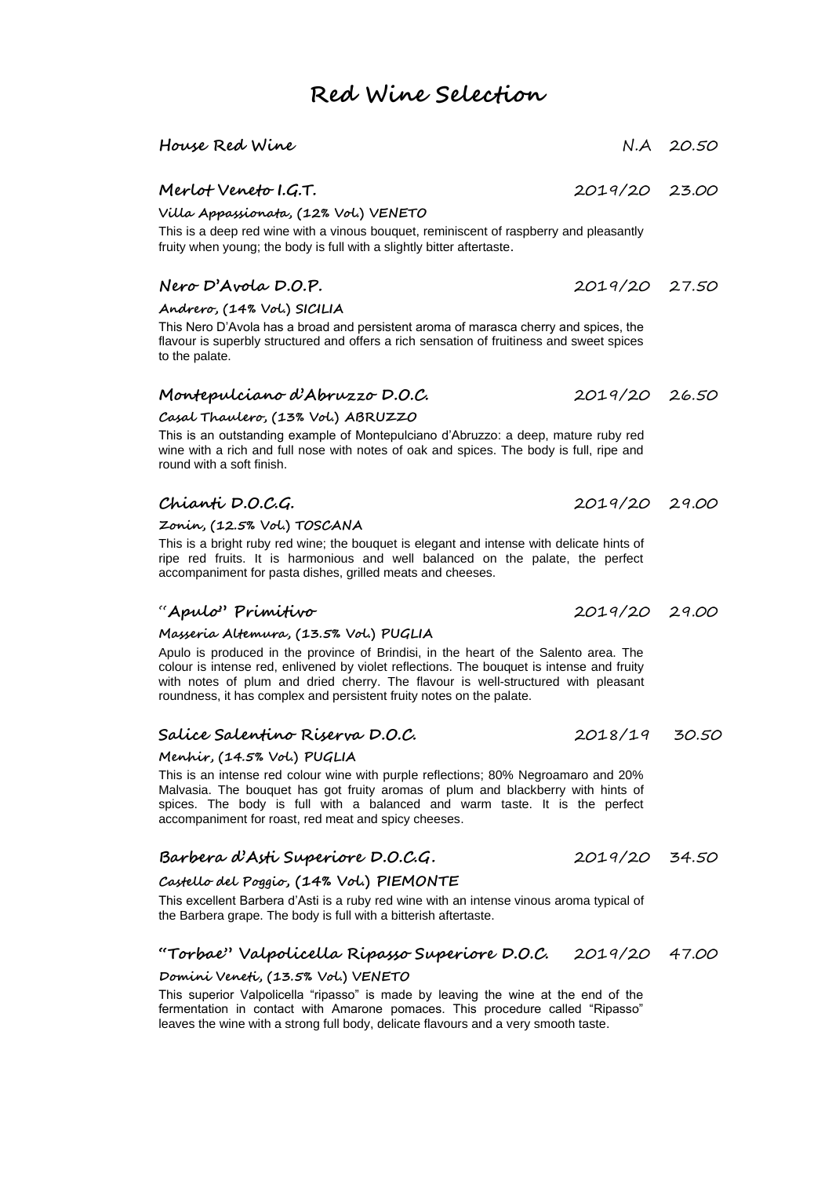# Red Wine Selection

**House Red Wine** — N.A — 20.50

## Merlot Veneto I.G.T. — 2019/20 — 23.00

**Villa Appassionata, (12% Vol.) VENETO**

This is a deep red wine with a vinous bouquet, reminiscent of raspberry and pleasantly fruity when young; the body is full with a slightly bitter aftertaste.

## Nero D'Avola D.O.P. — 2019/20 — 27.50

**Andrero, (14% Vol.) SICILIA**

This Nero D'Avola has a broad and persistent aroma of marasca cherry and spices, the flavour is superbly structured and offers a rich sensation of fruitiness and sweet spices to the palate.

## Montepulciano d'Abruzzo D.O.C. — 2019/20 — 26.50

**Casal Thaulero, (13% Vol.) ABRUZZO**

This is an outstanding example of Montepulciano d'Abruzzo: a deep, mature ruby red wine with a rich and full nose with notes of oak and spices. The body is full, ripe and round with a soft finish.

## Chianti D.O.C.G. — 2019/20 — 29.00

**Zonin, (12.5% Vol.) TOSCANA**

This is a bright ruby red wine; the bouquet is elegant and intense with delicate hints of ripe red fruits. It is harmonious and well balanced on the palate, the perfect accompaniment for pasta dishes, grilled meats and cheeses.

## "Apulo" Primitivo — 2019/20 — 29.00

**Masseria Altemura, (13.5% Vol.) PUGLIA**

Apulo is produced in the province of Brindisi, in the heart of the Salento area. The colour is intense red, enlivened by violet reflections. The bouquet is intense and fruity with notes of plum and dried cherry. The flavour is well-structured with pleasant roundness, it has complex and persistent fruity notes on the palate.

## Salice Salentino Riserva D.O.C. — 2018/19 — 30.50

**Menhir, (14.5% Vol.) PUGLIA**

This is an intense red colour wine with purple reflections; 80% Negroamaro and 20% Malvasia. The bouquet has got fruity aromas of plum and blackberry with hints of spices. The body is full with a balanced and warm taste. It is the perfect accompaniment for roast, red meat and spicy cheeses.

## Barbera d'Asti Superiore D.O.C.G. — 2019/20 — 34.50

**Castello del Poggio, (14% Vol.) PIEMONTE**

This excellent Barbera d'Asti is a ruby red wine with an intense vinous aroma typical of the Barbera grape. The body is full with a bitterish aftertaste.

## "Torbae" Valpolicella Ripasso Superiore D.O.C. — 2019/20 — 47.00

**Domini Veneti, (13.5% Vol.) VENETO**

This superior Valpolicella "ripasso" is made by leaving the wine at the end of the fermentation in contact with Amarone pomaces. This procedure called "Ripasso" leaves the wine with a strong full body, delicate flavours and a very smooth taste.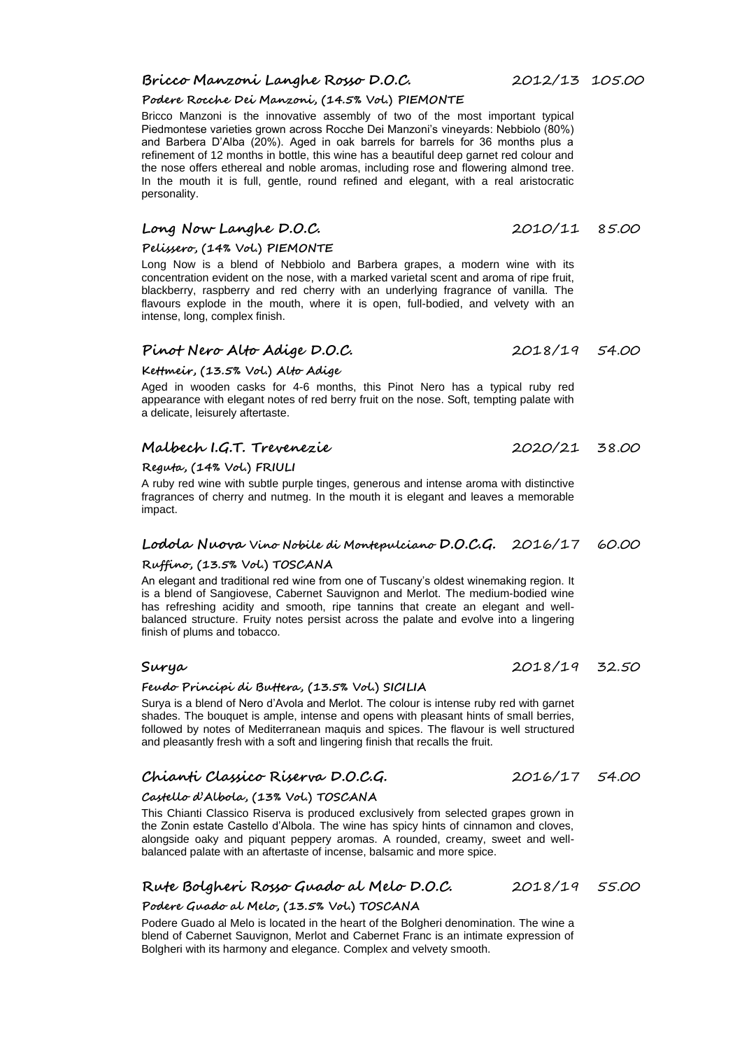### Bricco Manzoni Langhe Rosso D.O.C. 2012/13 105.00

**Podere Rocche Dei Manzoni, (14.5% Vol.) PIEMONTE**

Bricco Manzoni is the innovative assembly of two of the most important typical Piedmontese varieties grown across Rocche Dei Manzoni's vineyards: Nebbiolo (80%) and Barbera D'Alba (20%). Aged in oak barrels for barrels for 36 months plus a refinement of 12 months in bottle, this wine has a beautiful deep garnet red colour and the nose offers ethereal and noble aromas, including rose and flowering almond tree. In the mouth it is full, gentle, round refined and elegant, with a real aristocratic personality.

### Long Now Langhe D.O.C. 2010/11 85.00

**Pelissero, (14% Vol.) PIEMONTE**

Long Now is a blend of Nebbiolo and Barbera grapes, a modern wine with its concentration evident on the nose, with a marked varietal scent and aroma of ripe fruit, blackberry, raspberry and red cherry with an underlying fragrance of vanilla. The flavours explode in the mouth, where it is open, full-bodied, and velvety with an intense, long, complex finish.

### Pinot Nero Alto Adige D.O.C. 2018/19 54.00

**Kettmeir, (13.5% Vol.) Alto Adige**

Aged in wooden casks for 4-6 months, this Pinot Nero has a typical ruby red appearance with elegant notes of red berry fruit on the nose. Soft, tempting palate with a delicate, leisurely aftertaste.

### Malbech I.G.T. Trevenezie 2020/21 38.00

**Reguta, (14% Vol.) FRIULI**

A ruby red wine with subtle purple tinges, generous and intense aroma with distinctive fragrances of cherry and nutmeg. In the mouth it is elegant and leaves a memorable impact.

### Lodola Nuova Vino Nobile di Montepulciano D.O.C.G. 2016/17 60.00

**Ruffino, (13.5% Vol.) TOSCANA**

An elegant and traditional red wine from one of Tuscany's oldest winemaking region. It is a blend of Sangiovese, Cabernet Sauvignon and Merlot. The medium-bodied wine has refreshing acidity and smooth, ripe tannins that create an elegant and well-balanced structure. Fruity notes persist across the palate and evolve into a lingering finish of plums and tobacco.

### Surya 2018/19 32.50

**Feudo Principi di Butera, (13.5% Vol.) SICILIA**

Surya is a blend of Nero d'Avola and Merlot. The colour is intense ruby red with garnet shades. The bouquet is ample, intense and opens with pleasant hints of small berries, followed by notes of Mediterranean maquis and spices. The flavour is well structured and pleasantly fresh with a soft and lingering finish that recalls the fruit.

### Chianti Classico Riserva D.O.C.G. 2016/17 54.00

**Castello d'Albola, (13% Vol.) TOSCANA**

This Chianti Classico Riserva is produced exclusively from selected grapes grown in the Zonin estate Castello d'Albola. The wine has spicy hints of cinnamon and cloves, alongside oaky and piquant peppery aromas. A rounded, creamy, sweet and well-balanced palate with an aftertaste of incense, balsamic and more spice.

### Rute Bolgheri Rosso Guado al Melo D.O.C. 2018/19 55.00

**Podere Guado al Melo, (13.5% Vol.) TOSCANA**

Podere Guado al Melo is located in the heart of the Bolgheri denomination. The wine a blend of Cabernet Sauvignon, Merlot and Cabernet Franc is an intimate expression of Bolgheri with its harmony and elegance. Complex and velvety smooth.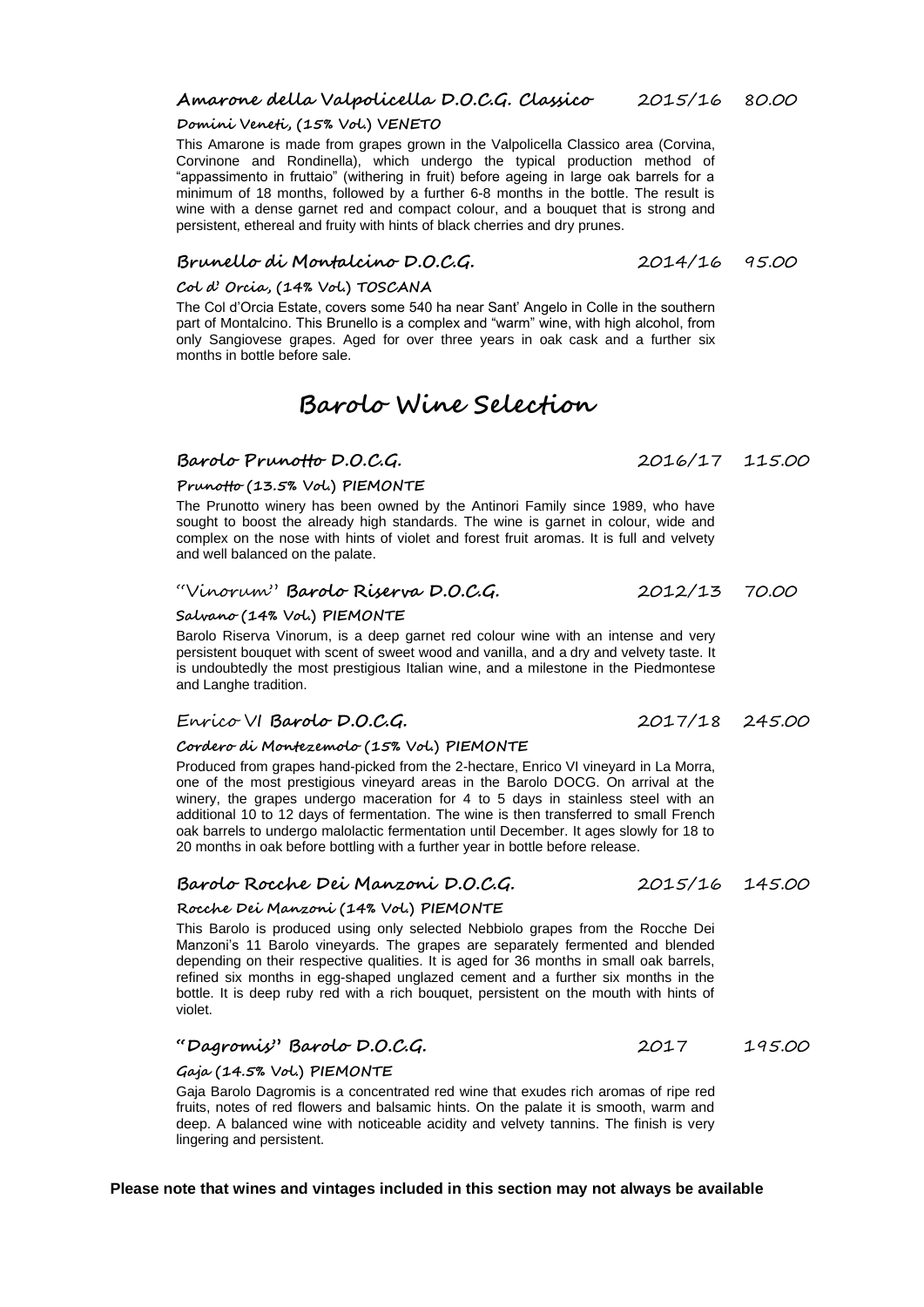**Amarone della Valpolicella D.O.C.G. Classico** 2015/16 80.00

**Domini Veneti, (15% Vol.) VENETO**

This Amarone is made from grapes grown in the Valpolicella Classico area (Corvina, Corvinone and Rondinella), which undergo the typical production method of "appassimento in fruttaio" (withering in fruit) before ageing in large oak barrels for a minimum of 18 months, followed by a further 6-8 months in the bottle. The result is wine with a dense garnet red and compact colour, and a bouquet that is strong and persistent, ethereal and fruity with hints of black cherries and dry prunes.

**Brunello di Montalcino D.O.C.G.** 2014/16 95.00

**Col d' Orcia, (14% Vol.) TOSCANA**

The Col d'Orcia Estate, covers some 540 ha near Sant' Angelo in Colle in the southern part of Montalcino. This Brunello is a complex and "warm" wine, with high alcohol, from only Sangiovese grapes. Aged for over three years in oak cask and a further six months in bottle before sale.

## Barolo Wine Selection

**Barolo Prunotto D.O.C.G.** 2016/17 115.00

**Prunotto (13.5% Vol.) PIEMONTE**

The Prunotto winery has been owned by the Antinori Family since 1989, who have sought to boost the already high standards. The wine is garnet in colour, wide and complex on the nose with hints of violet and forest fruit aromas. It is full and velvety and well balanced on the palate.

"Vinorum" **Barolo Riserva D.O.C.G.** 2012/13 70.00

**Salvano (14% Vol.) PIEMONTE**

Barolo Riserva Vinorum, is a deep garnet red colour wine with an intense and very persistent bouquet with scent of sweet wood and vanilla, and a dry and velvety taste. It is undoubtedly the most prestigious Italian wine, and a milestone in the Piedmontese and Langhe tradition.

Enrico VI **Barolo D.O.C.G.** 2017/18 245.00

**Cordero di Montezemolo (15% Vol.) PIEMONTE**

Produced from grapes hand-picked from the 2-hectare, Enrico VI vineyard in La Morra, one of the most prestigious vineyard areas in the Barolo DOCG. On arrival at the winery, the grapes undergo maceration for 4 to 5 days in stainless steel with an additional 10 to 12 days of fermentation. The wine is then transferred to small French oak barrels to undergo malolactic fermentation until December. It ages slowly for 18 to 20 months in oak before bottling with a further year in bottle before release.

**Barolo Rocche Dei Manzoni D.O.C.G.** 2015/16 145.00

**Rocche Dei Manzoni (14% Vol.) PIEMONTE**

This Barolo is produced using only selected Nebbiolo grapes from the Rocche Dei Manzoni's 11 Barolo vineyards. The grapes are separately fermented and blended depending on their respective qualities. It is aged for 36 months in small oak barrels, refined six months in egg-shaped unglazed cement and a further six months in the bottle. It is deep ruby red with a rich bouquet, persistent on the mouth with hints of violet.

**"Dagromis" Barolo D.O.C.G.** 2017 195.00

**Gaja (14.5% Vol.) PIEMONTE**

Gaja Barolo Dagromis is a concentrated red wine that exudes rich aromas of ripe red fruits, notes of red flowers and balsamic hints. On the palate it is smooth, warm and deep. A balanced wine with noticeable acidity and velvety tannins. The finish is very lingering and persistent.

**Please note that wines and vintages included in this section may not always be available**